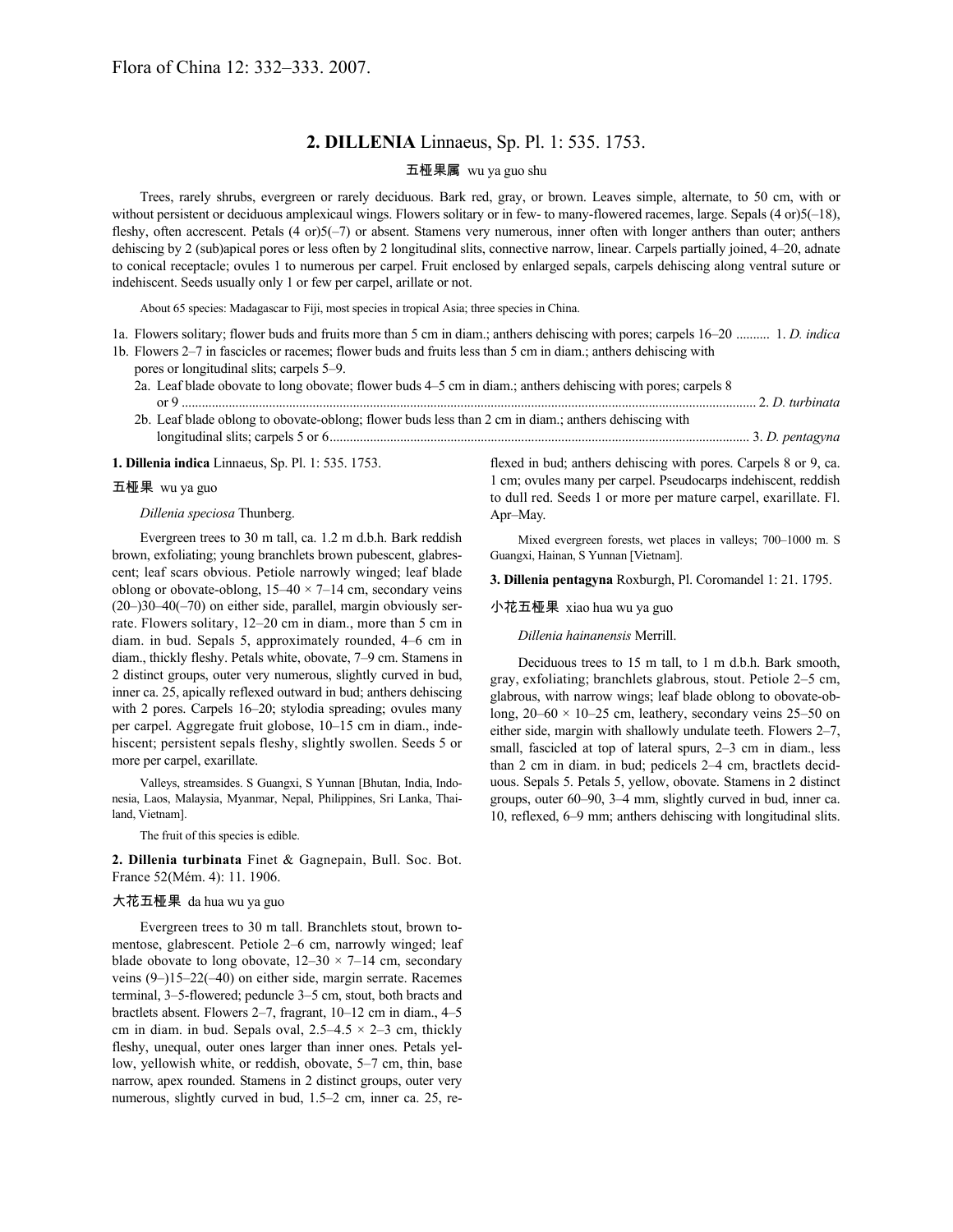Flora of China 12: 332–333. 2007.

## 2. DILLENIA Linnaeus, Sp. Pl. 1: 535. 1753.

五桠果属 wu ya guo shu

Trees, rarely shrubs, evergreen or rarely deciduous. Bark red, gray, or brown. Leaves simple, alternate, to 50 cm, with or without persistent or deciduous amplexicaul wings. Flowers solitary or in few- to many-flowered racemes, large. Sepals (4 or)5(–18), fleshy, often accrescent. Petals (4 or)5(–7) or absent. Stamens very numerous, inner often with longer anthers than outer; anthers dehiscing by 2 (sub)apical pores or less often by 2 longitudinal slits, connective narrow, linear. Carpels partially joined, 4–20, adnate to conical receptacle; ovules 1 to numerous per carpel. Fruit enclosed by enlarged sepals, carpels dehiscing along ventral suture or indehiscent. Seeds usually only 1 or few per carpel, arillate or not.

About 65 species: Madagascar to Fiji, most species in tropical Asia; three species in China.

1a. Flowers solitary; flower buds and fruits more than 5 cm in diam.; anthers dehiscing with pores; carpels 16–20 .......... 1. *D. indica*
1b. Flowers 2–7 in fascicles or racemes; flower buds and fruits less than 5 cm in diam.; anthers dehiscing with pores or longitudinal slits; carpels 5–9.
  2a. Leaf blade obovate to long obovate; flower buds 4–5 cm in diam.; anthers dehiscing with pores; carpels 8 or 9 .......... 2. *D. turbinata*
  2b. Leaf blade oblong to obovate-oblong; flower buds less than 2 cm in diam.; anthers dehiscing with longitudinal slits; carpels 5 or 6 .......... 3. *D. pentagyna*

**1. Dillenia indica** Linnaeus, Sp. Pl. 1: 535. 1753.

五桠果 wu ya guo

*Dillenia speciosa* Thunberg.

Evergreen trees to 30 m tall, ca. 1.2 m d.b.h. Bark reddish brown, exfoliating; young branchlets brown pubescent, glabrescent; leaf scars obvious. Petiole narrowly winged; leaf blade oblong or obovate-oblong, 15–40 × 7–14 cm, secondary veins (20–)30–40(–70) on either side, parallel, margin obviously serrate. Flowers solitary, 12–20 cm in diam., more than 5 cm in diam. in bud. Sepals 5, approximately rounded, 4–6 cm in diam., thickly fleshy. Petals white, obovate, 7–9 cm. Stamens in 2 distinct groups, outer very numerous, slightly curved in bud, inner ca. 25, apically reflexed outward in bud; anthers dehiscing with 2 pores. Carpels 16–20; stylodia spreading; ovules many per carpel. Aggregate fruit globose, 10–15 cm in diam., indehiscent; persistent sepals fleshy, slightly swollen. Seeds 5 or more per carpel, exarillate.

Valleys, streamsides. S Guangxi, S Yunnan [Bhutan, India, Indonesia, Laos, Malaysia, Myanmar, Nepal, Philippines, Sri Lanka, Thailand, Vietnam].

The fruit of this species is edible.

**2. Dillenia turbinata** Finet & Gagnepain, Bull. Soc. Bot. France 52(Mém. 4): 11. 1906.

大花五桠果 da hua wu ya guo

Evergreen trees to 30 m tall. Branchlets stout, brown tomentose, glabrescent. Petiole 2–6 cm, narrowly winged; leaf blade obovate to long obovate, 12–30 × 7–14 cm, secondary veins (9–)15–22(–40) on either side, margin serrate. Racemes terminal, 3–5-flowered; peduncle 3–5 cm, stout, both bracts and bractlets absent. Flowers 2–7, fragrant, 10–12 cm in diam., 4–5 cm in diam. in bud. Sepals oval, 2.5–4.5 × 2–3 cm, thickly fleshy, unequal, outer ones larger than inner ones. Petals yellow, yellowish white, or reddish, obovate, 5–7 cm, thin, base narrow, apex rounded. Stamens in 2 distinct groups, outer very numerous, slightly curved in bud, 1.5–2 cm, inner ca. 25, reflexed in bud; anthers dehiscing with pores. Carpels 8 or 9, ca. 1 cm; ovules many per carpel. Pseudocarps indehiscent, reddish to dull red. Seeds 1 or more per mature carpel, exarillate. Fl. Apr–May.

Mixed evergreen forests, wet places in valleys; 700–1000 m. S Guangxi, Hainan, S Yunnan [Vietnam].

**3. Dillenia pentagyna** Roxburgh, Pl. Coromandel 1: 21. 1795.

小花五桠果 xiao hua wu ya guo

*Dillenia hainanensis* Merrill.

Deciduous trees to 15 m tall, to 1 m d.b.h. Bark smooth, gray, exfoliating; branchlets glabrous, stout. Petiole 2–5 cm, glabrous, with narrow wings; leaf blade oblong to obovate-oblong, 20–60 × 10–25 cm, leathery, secondary veins 25–50 on either side, margin with shallowly undulate teeth. Flowers 2–7, small, fascicled at top of lateral spurs, 2–3 cm in diam., less than 2 cm in diam. in bud; pedicels 2–4 cm, bractlets deciduous. Sepals 5. Petals 5, yellow, obovate. Stamens in 2 distinct groups, outer 60–90, 3–4 mm, slightly curved in bud, inner ca. 10, reflexed, 6–9 mm; anthers dehiscing with longitudinal slits.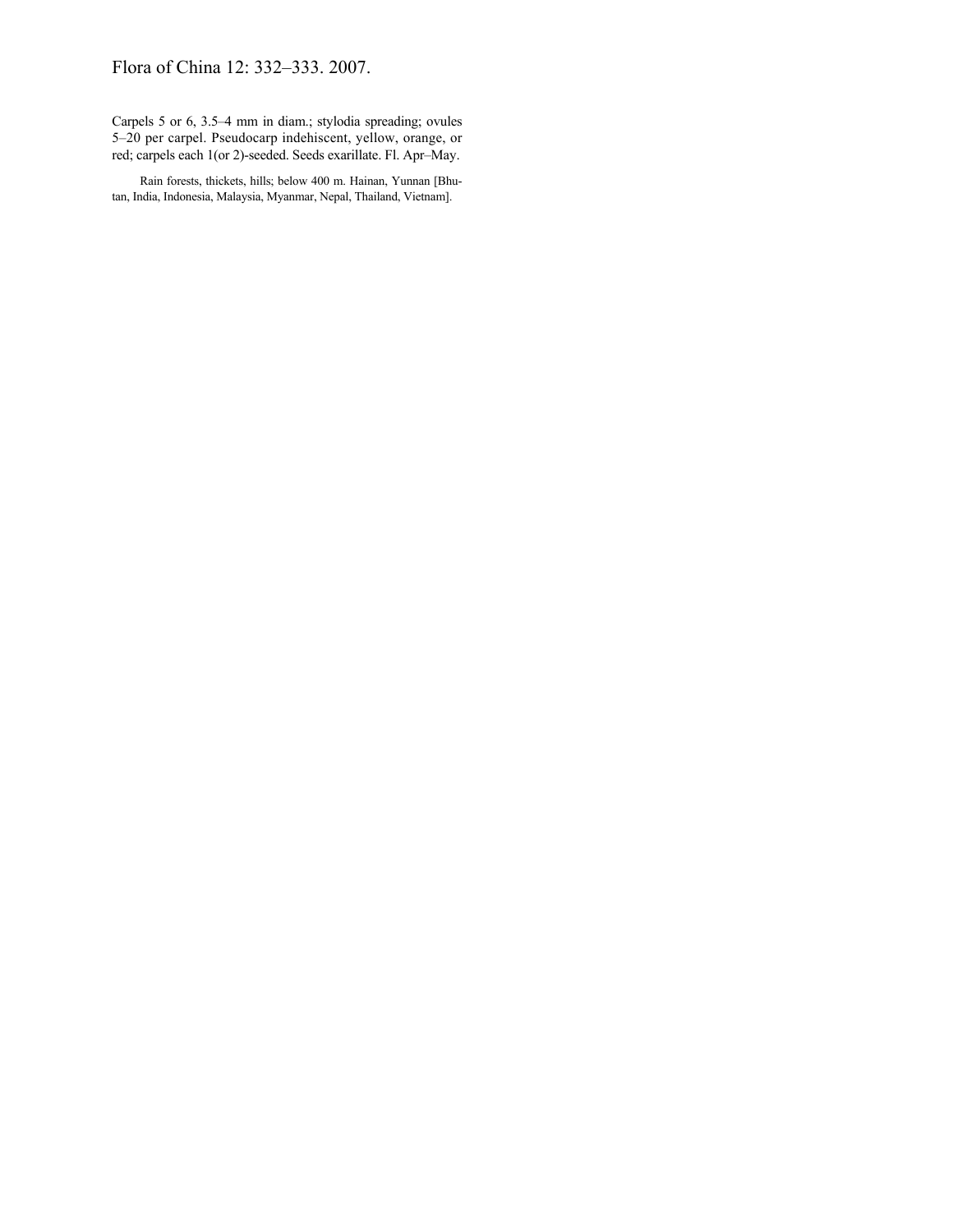Carpels 5 or 6, 3.5–4 mm in diam.; stylodia spreading; ovules 5–20 per carpel. Pseudocarp indehiscent, yellow, orange, or red; carpels each 1(or 2)-seeded. Seeds exarillate. Fl. Apr–May.

Rain forests, thickets, hills; below 400 m. Hainan, Yunnan [Bhutan, India, Indonesia, Malaysia, Myanmar, Nepal, Thailand, Vietnam].